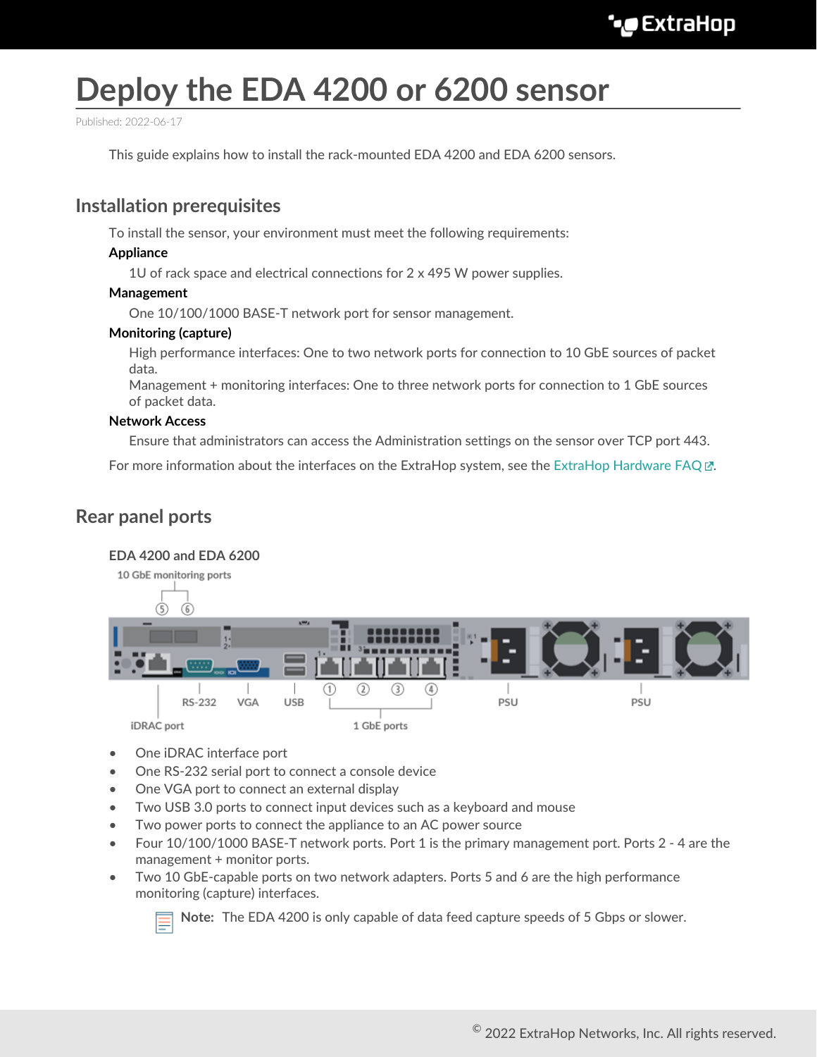# Deploy the EDA 4200 or 6200 sensor

Published: 2022-06-17

This guide explains how to install the rack-mounted EDA 4200 and EDA 6200 sensors.

## Installation prerequisites

To install the sensor, your environment must meet the following requirements:

**Appliance**

1U of rack space and electrical connections for 2 x 495 W power supplies.

**Management**

One 10/100/1000 BASE-T network port for sensor management.

**Monitoring (capture)**

High performance interfaces: One to two network ports for connection to 10 GbE sources of packet data.
Management + monitoring interfaces: One to three network ports for connection to 1 GbE sources of packet data.

**Network Access**

Ensure that administrators can access the Administration settings on the sensor over TCP port 443.

For more information about the interfaces on the ExtraHop system, see the ExtraHop Hardware FAQ.

## Rear panel ports

### EDA 4200 and EDA 6200

- One iDRAC interface port
- One RS-232 serial port to connect a console device
- One VGA port to connect an external display
- Two USB 3.0 ports to connect input devices such as a keyboard and mouse
- Two power ports to connect the appliance to an AC power source
- Four 10/100/1000 BASE-T network ports. Port 1 is the primary management port. Ports 2 - 4 are the management + monitor ports.
- Two 10 GbE-capable ports on two network adapters. Ports 5 and 6 are the high performance monitoring (capture) interfaces.

  **Note:** The EDA 4200 is only capable of data feed capture speeds of 5 Gbps or slower.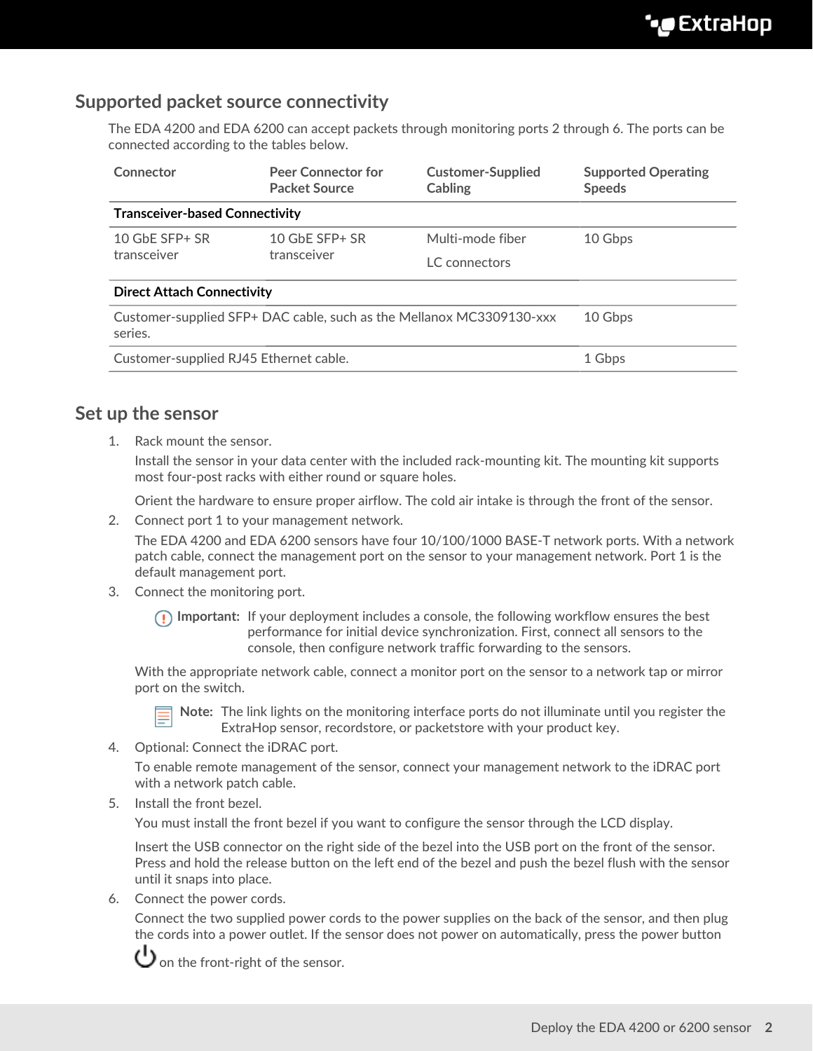## Supported packet source connectivity

The EDA 4200 and EDA 6200 can accept packets through monitoring ports 2 through 6. The ports can be connected according to the tables below.

| Connector | Peer Connector for Packet Source | Customer-Supplied Cabling | Supported Operating Speeds |
|---|---|---|---|
| **Transceiver-based Connectivity** | | | |
| 10 GbE SFP+ SR transceiver | 10 GbE SFP+ SR transceiver | Multi-mode fiber<br>LC connectors | 10 Gbps |
| **Direct Attach Connectivity** | | | |
| Customer-supplied SFP+ DAC cable, such as the Mellanox MC3309130-xxx series. | | | 10 Gbps |
| Customer-supplied RJ45 Ethernet cable. | | | 1 Gbps |

## Set up the sensor

1. Rack mount the sensor.

   Install the sensor in your data center with the included rack-mounting kit. The mounting kit supports most four-post racks with either round or square holes.

   Orient the hardware to ensure proper airflow. The cold air intake is through the front of the sensor.

2. Connect port 1 to your management network.

   The EDA 4200 and EDA 6200 sensors have four 10/100/1000 BASE-T network ports. With a network patch cable, connect the management port on the sensor to your management network. Port 1 is the default management port.

3. Connect the monitoring port.

   > **Important:** If your deployment includes a console, the following workflow ensures the best performance for initial device synchronization. First, connect all sensors to the console, then configure network traffic forwarding to the sensors.

   With the appropriate network cable, connect a monitor port on the sensor to a network tap or mirror port on the switch.

   > **Note:** The link lights on the monitoring interface ports do not illuminate until you register the ExtraHop sensor, recordstore, or packetstore with your product key.

4. Optional: Connect the iDRAC port.

   To enable remote management of the sensor, connect your management network to the iDRAC port with a network patch cable.

5. Install the front bezel.

   You must install the front bezel if you want to configure the sensor through the LCD display.

   Insert the USB connector on the right side of the bezel into the USB port on the front of the sensor. Press and hold the release button on the left end of the bezel and push the bezel flush with the sensor until it snaps into place.

6. Connect the power cords.

   Connect the two supplied power cords to the power supplies on the back of the sensor, and then plug the cords into a power outlet. If the sensor does not power on automatically, press the power button ⏻ on the front-right of the sensor.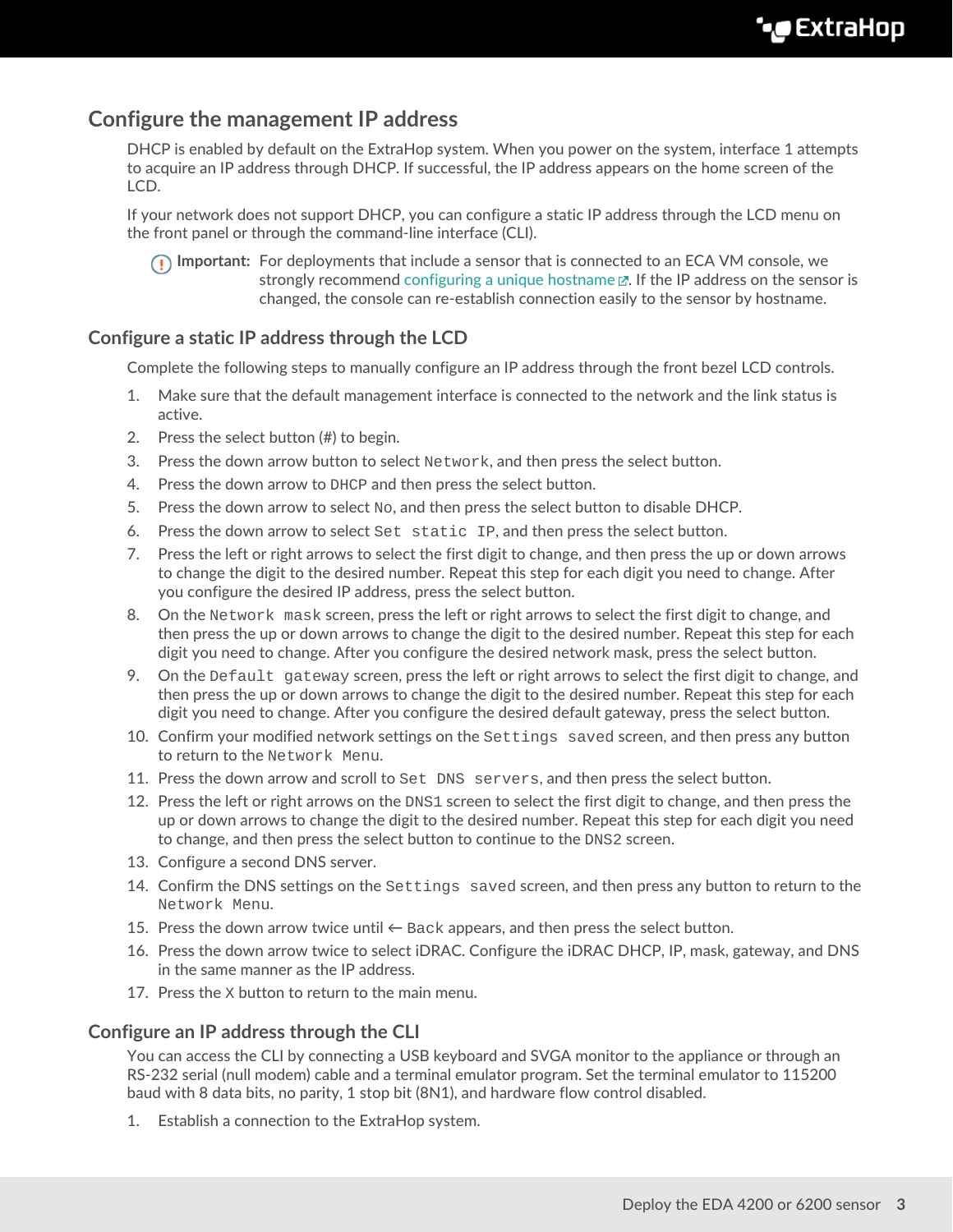## Configure the management IP address

DHCP is enabled by default on the ExtraHop system. When you power on the system, interface 1 attempts to acquire an IP address through DHCP. If successful, the IP address appears on the home screen of the LCD.

If your network does not support DHCP, you can configure a static IP address through the LCD menu on the front panel or through the command-line interface (CLI).

> **Important:** For deployments that include a sensor that is connected to an ECA VM console, we strongly recommend configuring a unique hostname. If the IP address on the sensor is changed, the console can re-establish connection easily to the sensor by hostname.

### Configure a static IP address through the LCD

Complete the following steps to manually configure an IP address through the front bezel LCD controls.

1. Make sure that the default management interface is connected to the network and the link status is active.
2. Press the select button (#) to begin.
3. Press the down arrow button to select `Network`, and then press the select button.
4. Press the down arrow to `DHCP` and then press the select button.
5. Press the down arrow to select `No`, and then press the select button to disable DHCP.
6. Press the down arrow to select `Set static IP`, and then press the select button.
7. Press the left or right arrows to select the first digit to change, and then press the up or down arrows to change the digit to the desired number. Repeat this step for each digit you need to change. After you configure the desired IP address, press the select button.
8. On the `Network mask` screen, press the left or right arrows to select the first digit to change, and then press the up or down arrows to change the digit to the desired number. Repeat this step for each digit you need to change. After you configure the desired network mask, press the select button.
9. On the `Default gateway` screen, press the left or right arrows to select the first digit to change, and then press the up or down arrows to change the digit to the desired number. Repeat this step for each digit you need to change. After you configure the desired default gateway, press the select button.
10. Confirm your modified network settings on the `Settings saved` screen, and then press any button to return to the `Network Menu`.
11. Press the down arrow and scroll to `Set DNS servers`, and then press the select button.
12. Press the left or right arrows on the `DNS1` screen to select the first digit to change, and then press the up or down arrows to change the digit to the desired number. Repeat this step for each digit you need to change, and then press the select button to continue to the `DNS2` screen.
13. Configure a second DNS server.
14. Confirm the DNS settings on the `Settings saved` screen, and then press any button to return to the `Network Menu`.
15. Press the down arrow twice until ← `Back` appears, and then press the select button.
16. Press the down arrow twice to select iDRAC. Configure the iDRAC DHCP, IP, mask, gateway, and DNS in the same manner as the IP address.
17. Press the `X` button to return to the main menu.

### Configure an IP address through the CLI

You can access the CLI by connecting a USB keyboard and SVGA monitor to the appliance or through an RS-232 serial (null modem) cable and a terminal emulator program. Set the terminal emulator to 115200 baud with 8 data bits, no parity, 1 stop bit (8N1), and hardware flow control disabled.

1. Establish a connection to the ExtraHop system.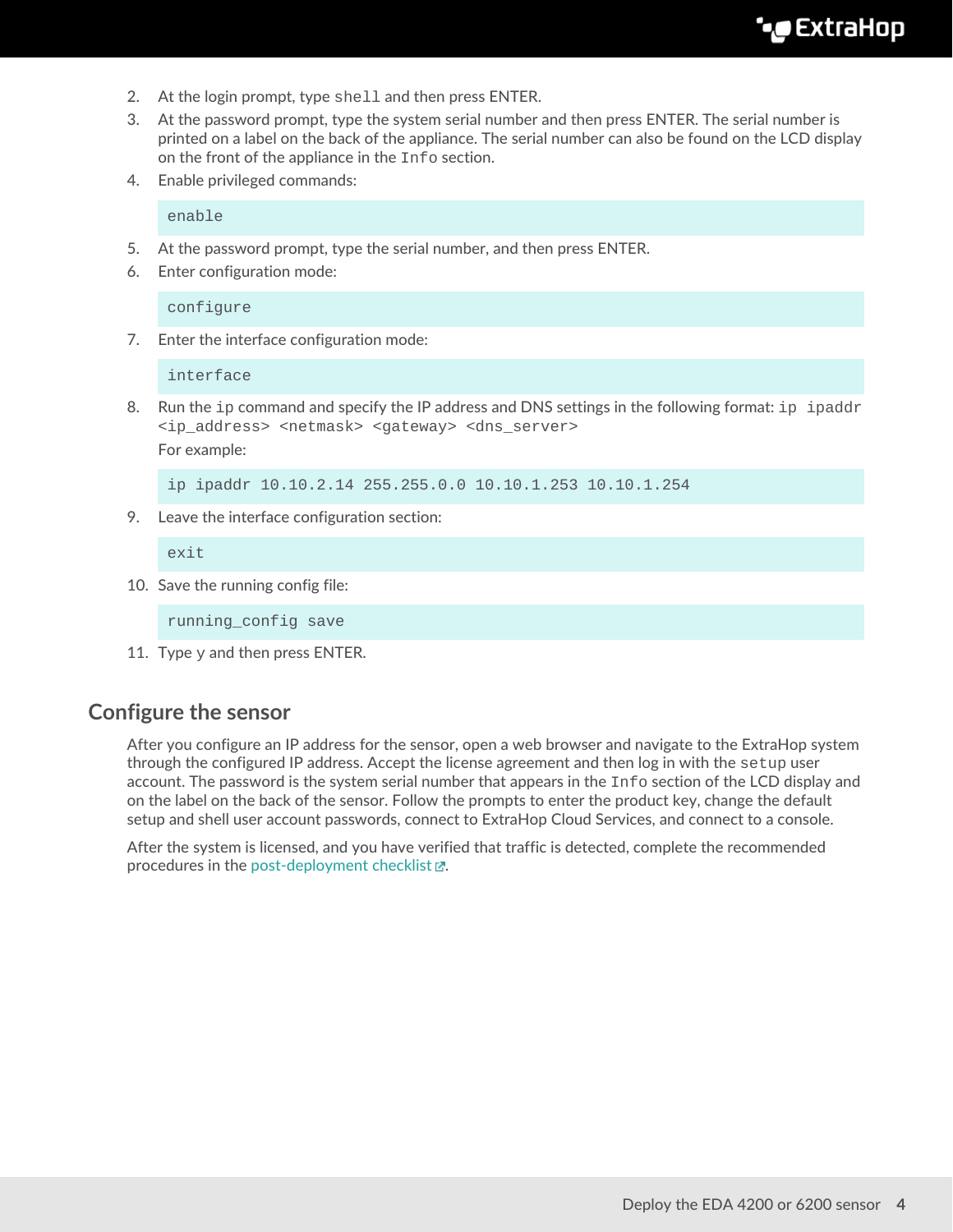2. At the login prompt, type `shell` and then press ENTER.
3. At the password prompt, type the system serial number and then press ENTER. The serial number is printed on a label on the back of the appliance. The serial number can also be found on the LCD display on the front of the appliance in the `Info` section.
4. Enable privileged commands:

   ```
   enable
   ```

5. At the password prompt, type the serial number, and then press ENTER.
6. Enter configuration mode:

   ```
   configure
   ```

7. Enter the interface configuration mode:

   ```
   interface
   ```

8. Run the `ip` command and specify the IP address and DNS settings in the following format: `ip ipaddr <ip_address> <netmask> <gateway> <dns_server>`

   For example:

   ```
   ip ipaddr 10.10.2.14 255.255.0.0 10.10.1.253 10.10.1.254
   ```

9. Leave the interface configuration section:

   ```
   exit
   ```

10. Save the running config file:

    ```
    running_config save
    ```

11. Type y and then press ENTER.

## Configure the sensor

After you configure an IP address for the sensor, open a web browser and navigate to the ExtraHop system through the configured IP address. Accept the license agreement and then log in with the `setup` user account. The password is the system serial number that appears in the `Info` section of the LCD display and on the label on the back of the sensor. Follow the prompts to enter the product key, change the default setup and shell user account passwords, connect to ExtraHop Cloud Services, and connect to a console.

After the system is licensed, and you have verified that traffic is detected, complete the recommended procedures in the post-deployment checklist.